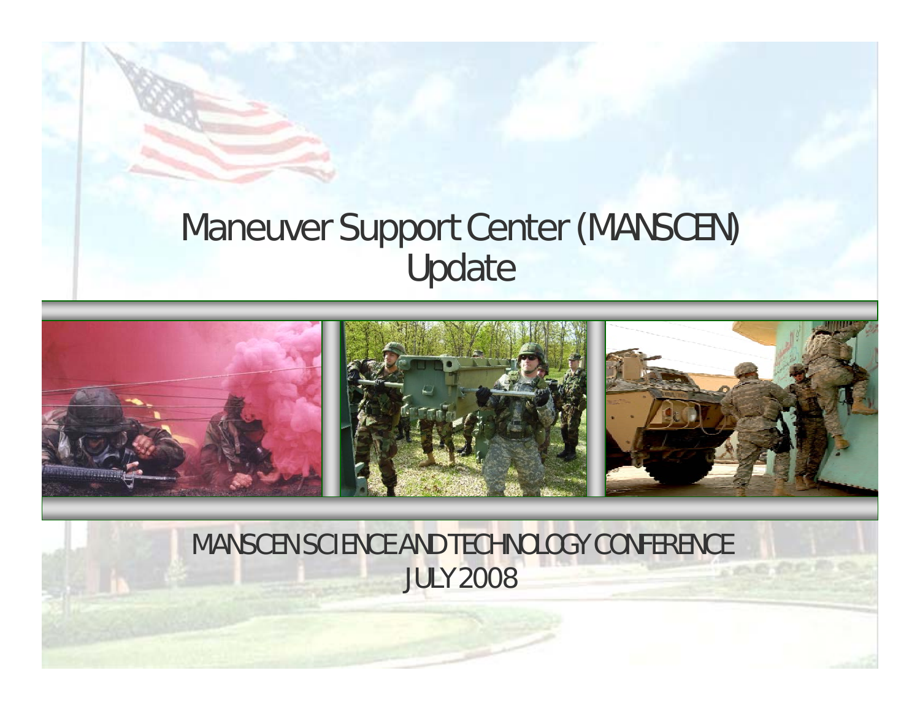# Maneuver Support Center (MANSCEN) Update

MANSCEN SCIENCE AND TECHNOLOGY CONFERENCE

JULY 2008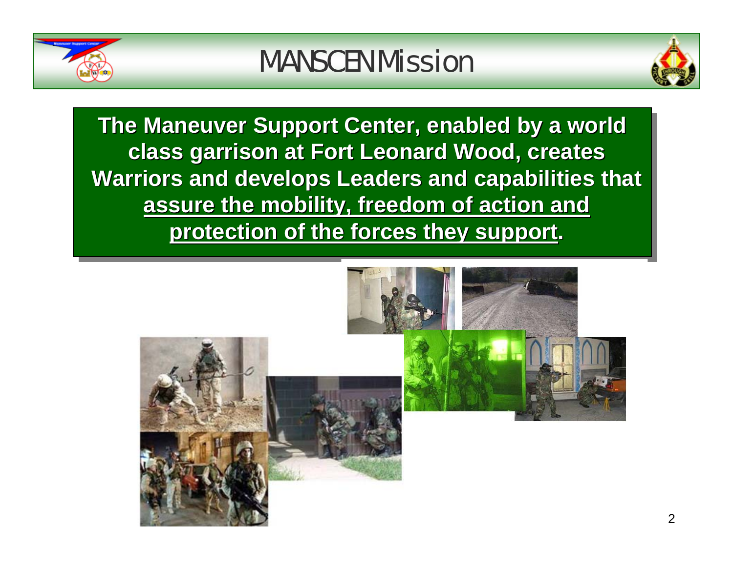# MANSCEN Mission

**The Maneuver Support Center, enabled by a world class garrison at Fort Leonard Wood, creates Warriors and develops Leaders and capabilities that <u>assure the mobility, freedom of action and protection of the forces they support</u>.**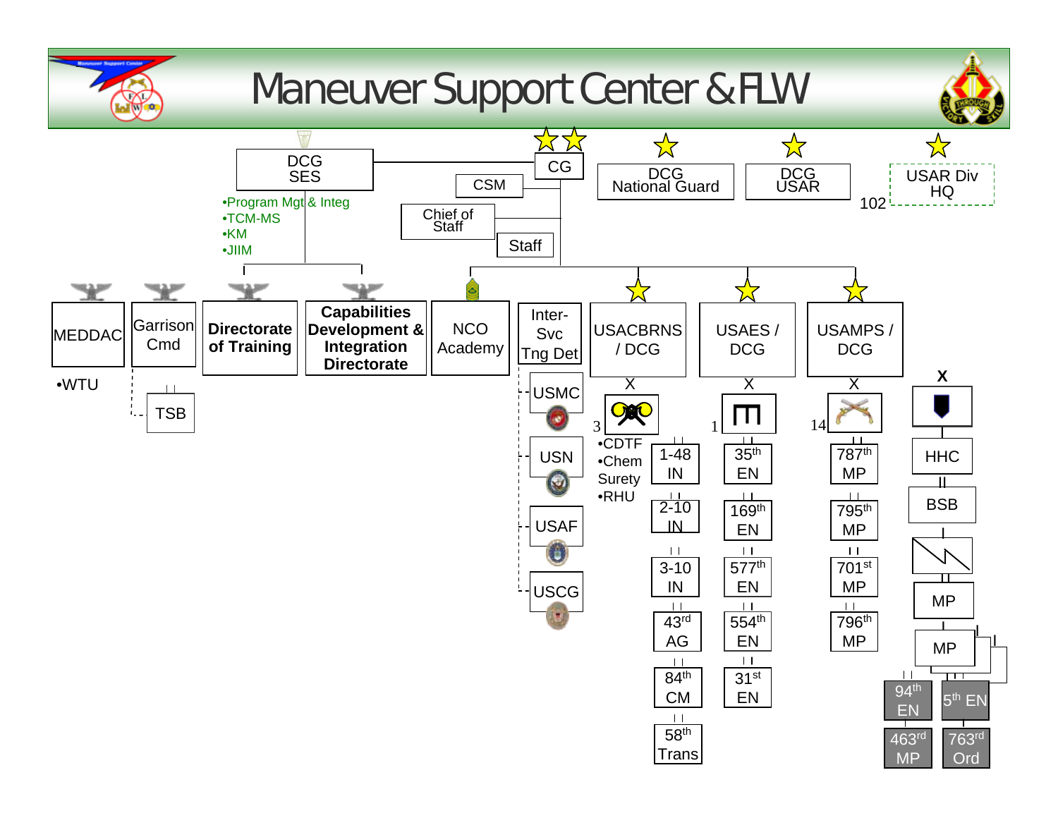# Maneuver Support Center & FLW

- CG
  - CSM
  - Chief of Staff
  - Staff
- DCG SES
  - •Program Mgt & Integ
  - •TCM-MS
  - •KM
  - •JIIM
- DCG National Guard
- DCG USAR
- USAR Div HQ (102)

**Organizations:**

- MEDDAC
  - •WTU
- Garrison Cmd
  - TSB
- **Directorate of Training**
- **Capabilities Development & Integration Directorate**
- NCO Academy
- Inter-Svc Tng Det
  - USMC
  - USN
  - USAF
  - USCG
- USACBRNS / DCG
  - 3
  - •CDTF
  - •Chem Surety
  - •RHU
  - 1-48 IN
  - 2-10 IN
  - 3-10 IN
  - 43rd AG
  - 84th CM
  - 58th Trans
- USAES / DCG
  - 1
  - 35th EN
  - 169th EN
  - 577th EN
  - 554th EN
  - 31st EN
- USAMPS / DCG
  - 14
  - 787th MP
  - 795th MP
  - 701st MP
  - 796th MP
- X
  - HHC
  - BSB
  - MP
  - MP
  - 94th EN
  - 5th EN
  - 463rd MP
  - 763rd Ord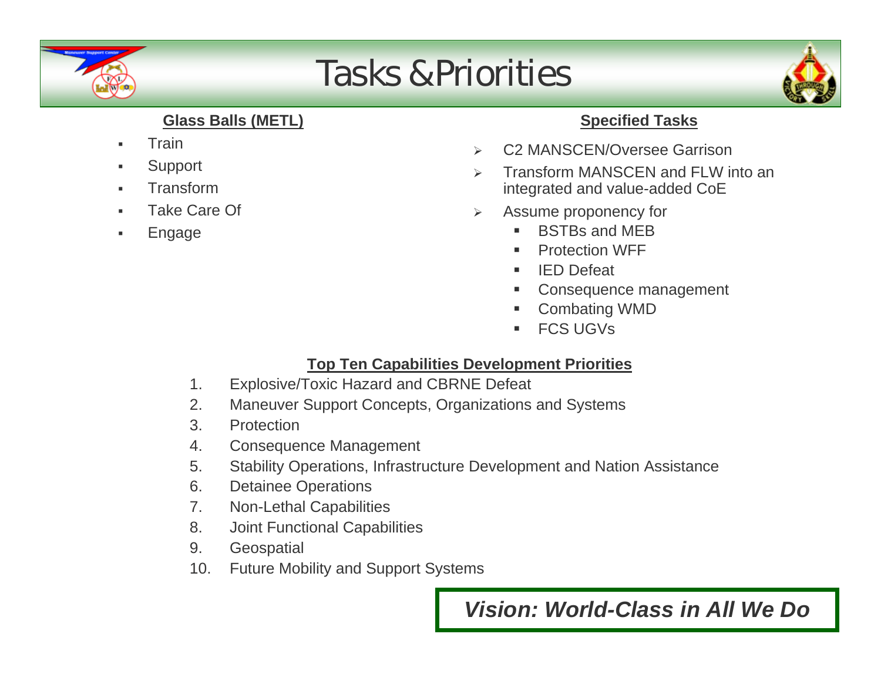# Tasks & Priorities

## Glass Balls (METL)

- Train
- Support
- Transform
- Take Care Of
- Engage

## Specified Tasks

- C2 MANSCEN/Oversee Garrison
- Transform MANSCEN and FLW into an integrated and value-added CoE
- Assume proponency for
  - BSTBs and MEB
  - Protection WFF
  - IED Defeat
  - Consequence management
  - Combating WMD
  - FCS UGVs

## Top Ten Capabilities Development Priorities

1. Explosive/Toxic Hazard and CBRNE Defeat
2. Maneuver Support Concepts, Organizations and Systems
3. Protection
4. Consequence Management
5. Stability Operations, Infrastructure Development and Nation Assistance
6. Detainee Operations
7. Non-Lethal Capabilities
8. Joint Functional Capabilities
9. Geospatial
10. Future Mobility and Support Systems

***Vision: World-Class in All We Do***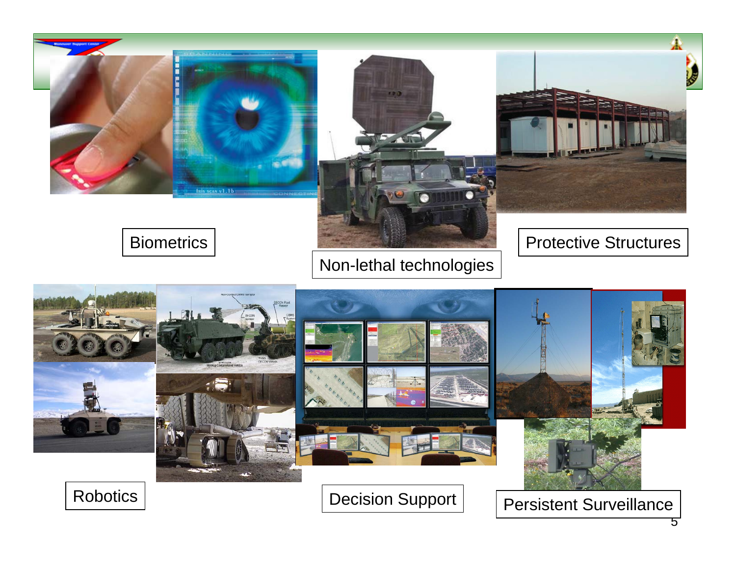Biometrics

Non-lethal technologies

Protective Structures

Robotics

Decision Support

Persistent Surveillance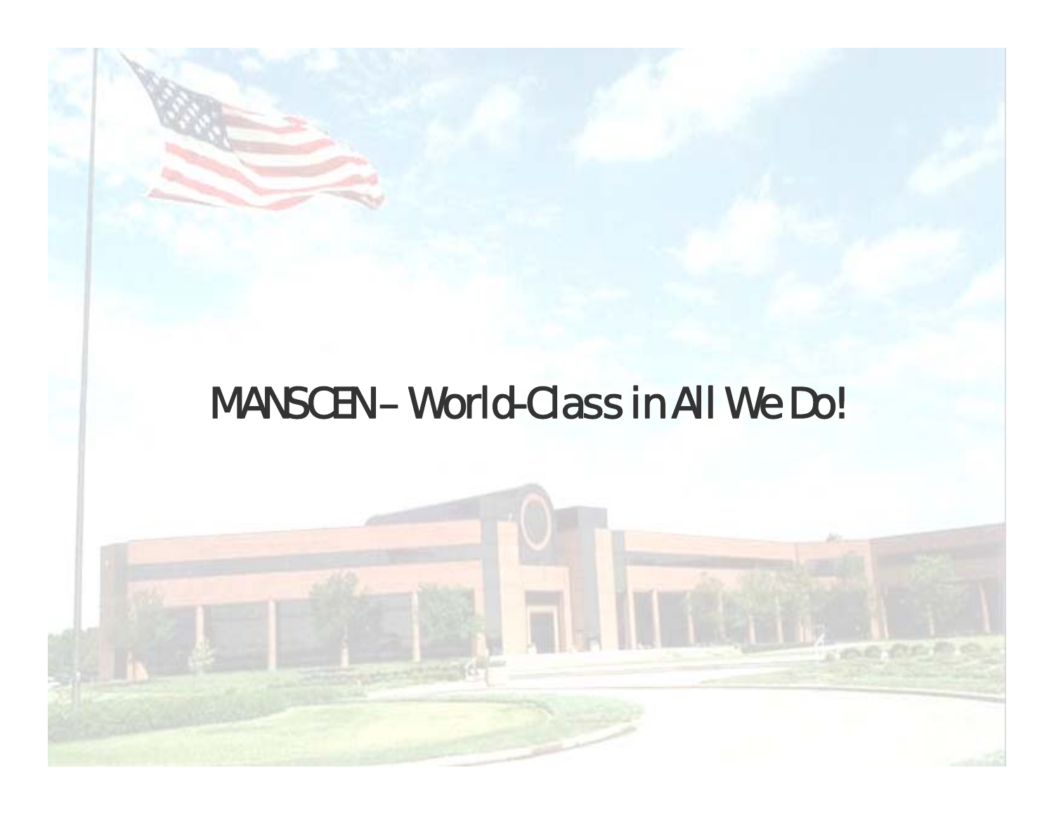MANSCEN – World-Class in All We Do!